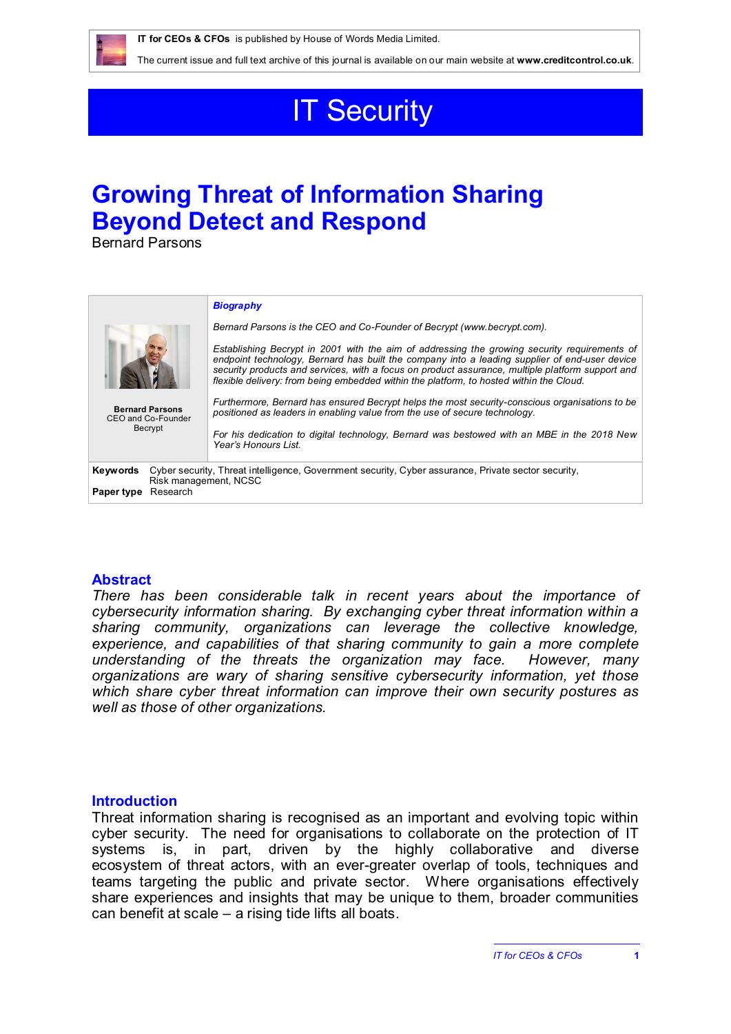IT for CEOs & CFOs is published by House of Words Media Limited.

The current issue and full text archive of this journal is available on our main website at **www.creditcontrol.co.uk**.

# IT Security

# Growing Threat of Information Sharing Beyond Detect and Respond

Bernard Parsons

**Bernard Parsons**
CEO and Co-Founder
Becrypt

***Biography***

*Bernard Parsons is the CEO and Co-Founder of Becrypt (www.becrypt.com).*

*Establishing Becrypt in 2001 with the aim of addressing the growing security requirements of endpoint technology, Bernard has built the company into a leading supplier of end-user device security products and services, with a focus on product assurance, multiple platform support and flexible delivery: from being embedded within the platform, to hosted within the Cloud.*

*Furthermore, Bernard has ensured Becrypt helps the most security-conscious organisations to be positioned as leaders in enabling value from the use of secure technology.*

*For his dedication to digital technology, Bernard was bestowed with an MBE in the 2018 New Year's Honours List.*

**Keywords** Cyber security, Threat intelligence, Government security, Cyber assurance, Private sector security, Risk management, NCSC

**Paper type** Research

## Abstract

*There has been considerable talk in recent years about the importance of cybersecurity information sharing. By exchanging cyber threat information within a sharing community, organizations can leverage the collective knowledge, experience, and capabilities of that sharing community to gain a more complete understanding of the threats the organization may face. However, many organizations are wary of sharing sensitive cybersecurity information, yet those which share cyber threat information can improve their own security postures as well as those of other organizations.*

## Introduction

Threat information sharing is recognised as an important and evolving topic within cyber security. The need for organisations to collaborate on the protection of IT systems is, in part, driven by the highly collaborative and diverse ecosystem of threat actors, with an ever-greater overlap of tools, techniques and teams targeting the public and private sector. Where organisations effectively share experiences and insights that may be unique to them, broader communities can benefit at scale – a rising tide lifts all boats.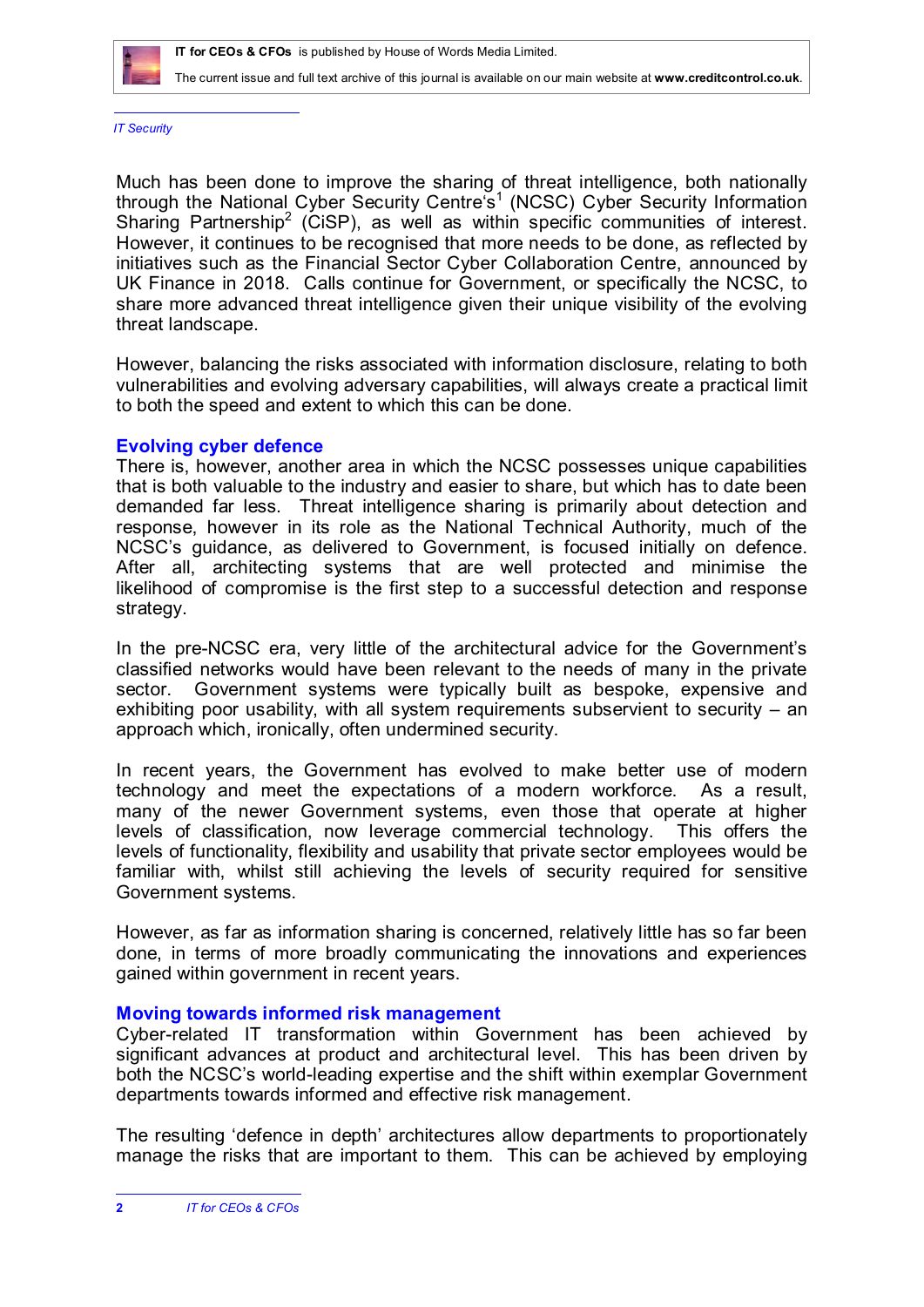Much has been done to improve the sharing of threat intelligence, both nationally through the National Cyber Security Centre's[1] (NCSC) Cyber Security Information Sharing Partnership[2] (CiSP), as well as within specific communities of interest. However, it continues to be recognised that more needs to be done, as reflected by initiatives such as the Financial Sector Cyber Collaboration Centre, announced by UK Finance in 2018. Calls continue for Government, or specifically the NCSC, to share more advanced threat intelligence given their unique visibility of the evolving threat landscape.

However, balancing the risks associated with information disclosure, relating to both vulnerabilities and evolving adversary capabilities, will always create a practical limit to both the speed and extent to which this can be done.

## Evolving cyber defence

There is, however, another area in which the NCSC possesses unique capabilities that is both valuable to the industry and easier to share, but which has to date been demanded far less. Threat intelligence sharing is primarily about detection and response, however in its role as the National Technical Authority, much of the NCSC's guidance, as delivered to Government, is focused initially on defence. After all, architecting systems that are well protected and minimise the likelihood of compromise is the first step to a successful detection and response strategy.

In the pre-NCSC era, very little of the architectural advice for the Government's classified networks would have been relevant to the needs of many in the private sector. Government systems were typically built as bespoke, expensive and exhibiting poor usability, with all system requirements subservient to security – an approach which, ironically, often undermined security.

In recent years, the Government has evolved to make better use of modern technology and meet the expectations of a modern workforce. As a result, many of the newer Government systems, even those that operate at higher levels of classification, now leverage commercial technology. This offers the levels of functionality, flexibility and usability that private sector employees would be familiar with, whilst still achieving the levels of security required for sensitive Government systems.

However, as far as information sharing is concerned, relatively little has so far been done, in terms of more broadly communicating the innovations and experiences gained within government in recent years.

## Moving towards informed risk management

Cyber-related IT transformation within Government has been achieved by significant advances at product and architectural level. This has been driven by both the NCSC's world-leading expertise and the shift within exemplar Government departments towards informed and effective risk management.

The resulting 'defence in depth' architectures allow departments to proportionately manage the risks that are important to them. This can be achieved by employing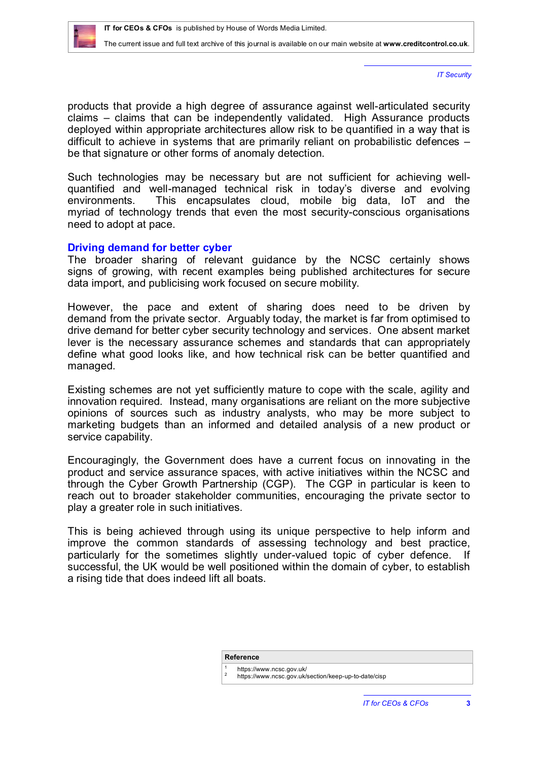products that provide a high degree of assurance against well-articulated security claims – claims that can be independently validated. High Assurance products deployed within appropriate architectures allow risk to be quantified in a way that is difficult to achieve in systems that are primarily reliant on probabilistic defences – be that signature or other forms of anomaly detection.

Such technologies may be necessary but are not sufficient for achieving well-quantified and well-managed technical risk in today's diverse and evolving environments. This encapsulates cloud, mobile big data, IoT and the myriad of technology trends that even the most security-conscious organisations need to adopt at pace.

## Driving demand for better cyber

The broader sharing of relevant guidance by the NCSC certainly shows signs of growing, with recent examples being published architectures for secure data import, and publicising work focused on secure mobility.

However, the pace and extent of sharing does need to be driven by demand from the private sector. Arguably today, the market is far from optimised to drive demand for better cyber security technology and services. One absent market lever is the necessary assurance schemes and standards that can appropriately define what good looks like, and how technical risk can be better quantified and managed.

Existing schemes are not yet sufficiently mature to cope with the scale, agility and innovation required. Instead, many organisations are reliant on the more subjective opinions of sources such as industry analysts, who may be more subject to marketing budgets than an informed and detailed analysis of a new product or service capability.

Encouragingly, the Government does have a current focus on innovating in the product and service assurance spaces, with active initiatives within the NCSC and through the Cyber Growth Partnership (CGP). The CGP in particular is keen to reach out to broader stakeholder communities, encouraging the private sector to play a greater role in such initiatives.

This is being achieved through using its unique perspective to help inform and improve the common standards of assessing technology and best practice, particularly for the sometimes slightly under-valued topic of cyber defence. If successful, the UK would be well positioned within the domain of cyber, to establish a rising tide that does indeed lift all boats.

**Reference**

[1] https://www.ncsc.gov.uk/
[2] https://www.ncsc.gov.uk/section/keep-up-to-date/cisp